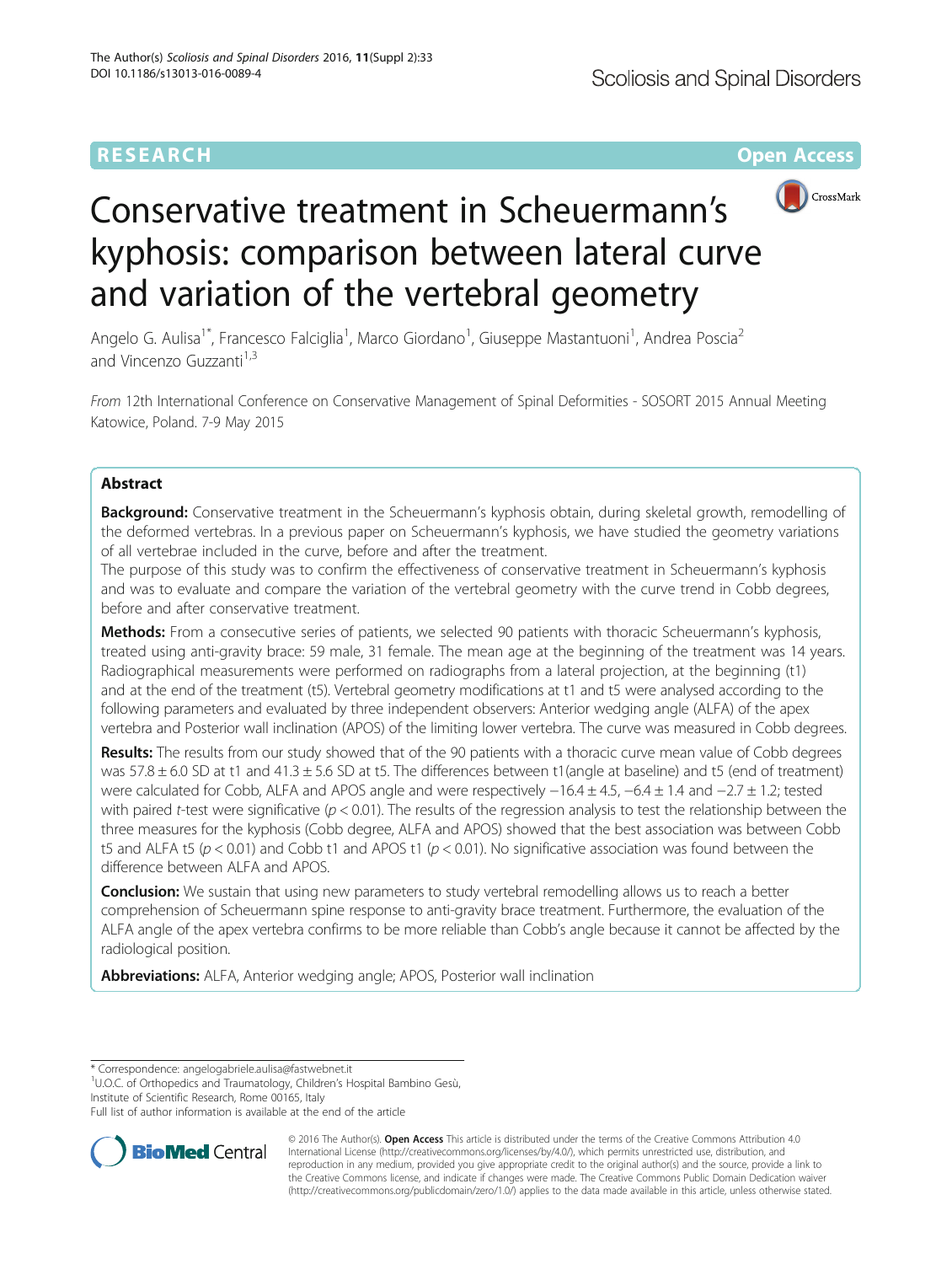RESEARCH **Open Access**

# Conservative treatment in Scheuermann's kyphosis: comparison between lateral curve and variation of the vertebral geometry

Angelo G. Aulisa[1*], Francesco Falciglia[1], Marco Giordano[1], Giuseppe Mastantuoni[1], Andrea Poscia[2] and Vincenzo Guzzanti[1,3]

*From* 12th International Conference on Conservative Management of Spinal Deformities - SOSORT 2015 Annual Meeting Katowice, Poland. 7-9 May 2015

## Abstract

**Background:** Conservative treatment in the Scheuermann's kyphosis obtain, during skeletal growth, remodelling of the deformed vertebras. In a previous paper on Scheuermann's kyphosis, we have studied the geometry variations of all vertebrae included in the curve, before and after the treatment.

The purpose of this study was to confirm the effectiveness of conservative treatment in Scheuermann's kyphosis and was to evaluate and compare the variation of the vertebral geometry with the curve trend in Cobb degrees, before and after conservative treatment.

**Methods:** From a consecutive series of patients, we selected 90 patients with thoracic Scheuermann's kyphosis, treated using anti-gravity brace: 59 male, 31 female. The mean age at the beginning of the treatment was 14 years. Radiographical measurements were performed on radiographs from a lateral projection, at the beginning (t1) and at the end of the treatment (t5). Vertebral geometry modifications at t1 and t5 were analysed according to the following parameters and evaluated by three independent observers: Anterior wedging angle (ALFA) of the apex vertebra and Posterior wall inclination (APOS) of the limiting lower vertebra. The curve was measured in Cobb degrees.

**Results:** The results from our study showed that of the 90 patients with a thoracic curve mean value of Cobb degrees was $57.8 \pm 6.0$ SD at t1 and $41.3 \pm 5.6$ SD at t5. The differences between t1(angle at baseline) and t5 (end of treatment) were calculated for Cobb, ALFA and APOS angle and were respectively $-16.4 \pm 4.5$, $-6.4 \pm 1.4$ and $-2.7 \pm 1.2$; tested with paired *t*-test were significative ($p < 0.01$). The results of the regression analysis to test the relationship between the three measures for the kyphosis (Cobb degree, ALFA and APOS) showed that the best association was between Cobb t5 and ALFA t5 ($p < 0.01$) and Cobb t1 and APOS t1 ($p < 0.01$). No significative association was found between the difference between ALFA and APOS.

**Conclusion:** We sustain that using new parameters to study vertebral remodelling allows us to reach a better comprehension of Scheuermann spine response to anti-gravity brace treatment. Furthermore, the evaluation of the ALFA angle of the apex vertebra confirms to be more reliable than Cobb's angle because it cannot be affected by the radiological position.

**Abbreviations:** ALFA, Anterior wedging angle; APOS, Posterior wall inclination

---

\* Correspondence: angelogabriele.aulisa@fastwebnet.it
[1]U.O.C. of Orthopedics and Traumatology, Children's Hospital Bambino Gesù, Institute of Scientific Research, Rome 00165, Italy
Full list of author information is available at the end of the article

© 2016 The Author(s). **Open Access** This article is distributed under the terms of the Creative Commons Attribution 4.0 International License (http://creativecommons.org/licenses/by/4.0/), which permits unrestricted use, distribution, and reproduction in any medium, provided you give appropriate credit to the original author(s) and the source, provide a link to the Creative Commons license, and indicate if changes were made. The Creative Commons Public Domain Dedication waiver (http://creativecommons.org/publicdomain/zero/1.0/) applies to the data made available in this article, unless otherwise stated.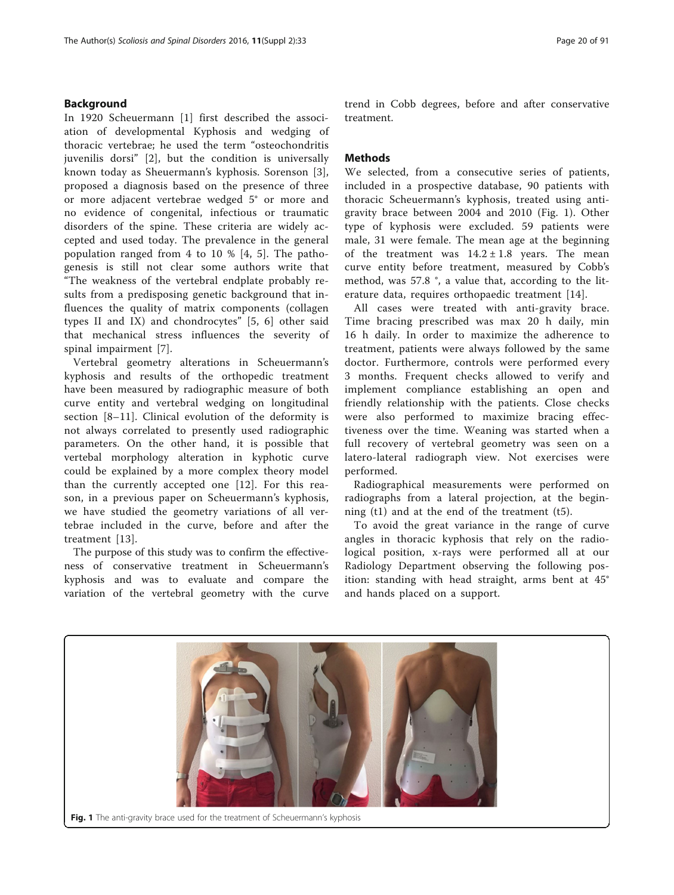## Background

In 1920 Scheuermann [1] first described the association of developmental Kyphosis and wedging of thoracic vertebrae; he used the term "osteochondritis juvenilis dorsi" [2], but the condition is universally known today as Sheuermann's kyphosis. Sorenson [3], proposed a diagnosis based on the presence of three or more adjacent vertebrae wedged 5° or more and no evidence of congenital, infectious or traumatic disorders of the spine. These criteria are widely accepted and used today. The prevalence in the general population ranged from 4 to 10 % [4, 5]. The pathogenesis is still not clear some authors write that "The weakness of the vertebral endplate probably results from a predisposing genetic background that influences the quality of matrix components (collagen types II and IX) and chondrocytes" [5, 6] other said that mechanical stress influences the severity of spinal impairment [7].

Vertebral geometry alterations in Scheuermann's kyphosis and results of the orthopedic treatment have been measured by radiographic measure of both curve entity and vertebral wedging on longitudinal section [8–11]. Clinical evolution of the deformity is not always correlated to presently used radiographic parameters. On the other hand, it is possible that vertebal morphology alteration in kyphotic curve could be explained by a more complex theory model than the currently accepted one [12]. For this reason, in a previous paper on Scheuermann's kyphosis, we have studied the geometry variations of all vertebrae included in the curve, before and after the treatment [13].

The purpose of this study was to confirm the effectiveness of conservative treatment in Scheuermann's kyphosis and was to evaluate and compare the variation of the vertebral geometry with the curve trend in Cobb degrees, before and after conservative treatment.

## Methods

We selected, from a consecutive series of patients, included in a prospective database, 90 patients with thoracic Scheuermann's kyphosis, treated using anti-gravity brace between 2004 and 2010 (Fig. 1). Other type of kyphosis were excluded. 59 patients were male, 31 were female. The mean age at the beginning of the treatment was $14.2 \pm 1.8$ years. The mean curve entity before treatment, measured by Cobb's method, was 57.8 °, a value that, according to the literature data, requires orthopaedic treatment [14].

All cases were treated with anti-gravity brace. Time bracing prescribed was max 20 h daily, min 16 h daily. In order to maximize the adherence to treatment, patients were always followed by the same doctor. Furthermore, controls were performed every 3 months. Frequent checks allowed to verify and implement compliance establishing an open and friendly relationship with the patients. Close checks were also performed to maximize bracing effectiveness over the time. Weaning was started when a full recovery of vertebral geometry was seen on a latero-lateral radiograph view. Not exercises were performed.

Radiographical measurements were performed on radiographs from a lateral projection, at the beginning (t1) and at the end of the treatment (t5).

To avoid the great variance in the range of curve angles in thoracic kyphosis that rely on the radiological position, x-rays were performed all at our Radiology Department observing the following position: standing with head straight, arms bent at 45° and hands placed on a support.

**Fig. 1** The anti-gravity brace used for the treatment of Scheuermann's kyphosis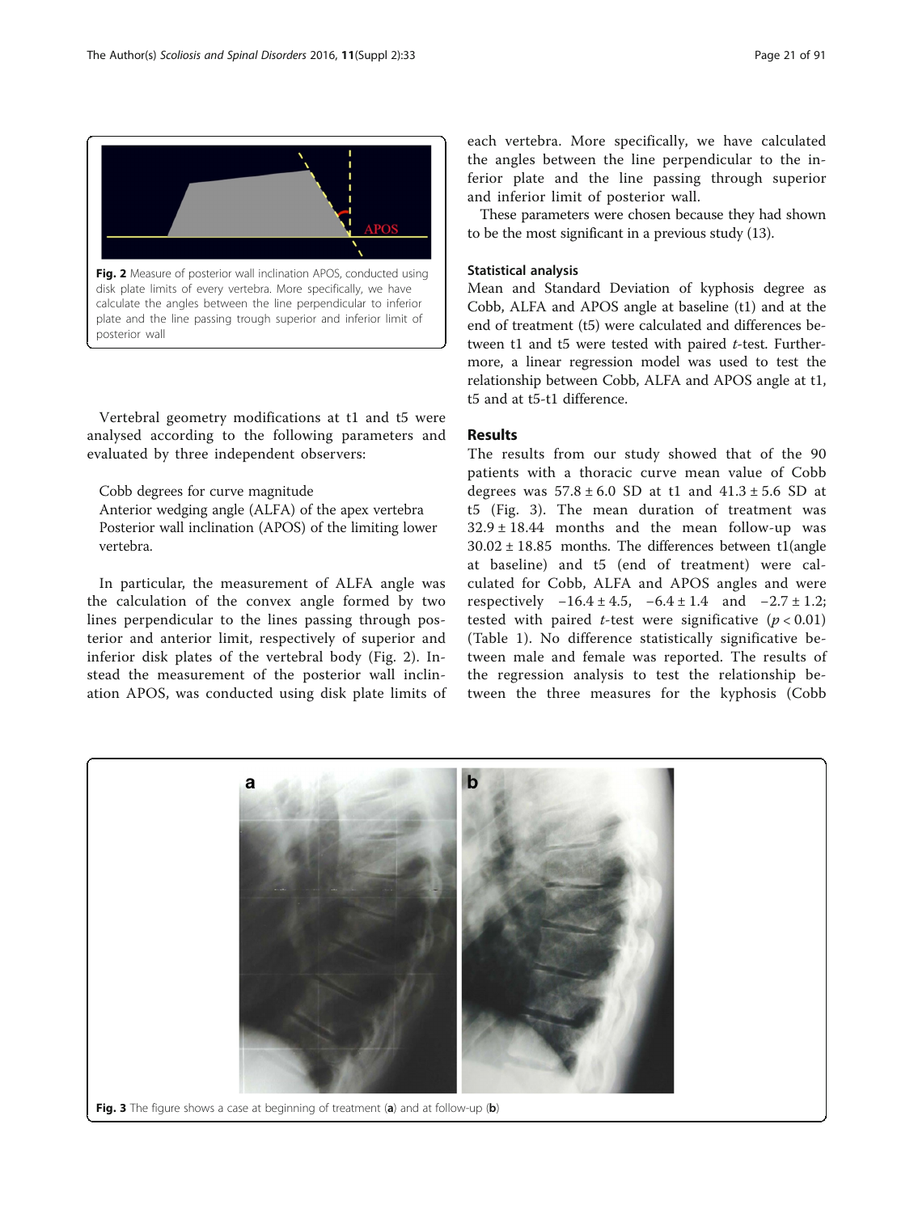Fig. 2 Measure of posterior wall inclination APOS, conducted using disk plate limits of every vertebra. More specifically, we have calculate the angles between the line perpendicular to inferior plate and the line passing trough superior and inferior limit of posterior wall

Vertebral geometry modifications at t1 and t5 were analysed according to the following parameters and evaluated by three independent observers:

Cobb degrees for curve magnitude
Anterior wedging angle (ALFA) of the apex vertebra
Posterior wall inclination (APOS) of the limiting lower vertebra.

In particular, the measurement of ALFA angle was the calculation of the convex angle formed by two lines perpendicular to the lines passing through posterior and anterior limit, respectively of superior and inferior disk plates of the vertebral body (Fig. 2). Instead the measurement of the posterior wall inclination APOS, was conducted using disk plate limits of each vertebra. More specifically, we have calculated the angles between the line perpendicular to the inferior plate and the line passing through superior and inferior limit of posterior wall.

These parameters were chosen because they had shown to be the most significant in a previous study (13).

### Statistical analysis

Mean and Standard Deviation of kyphosis degree as Cobb, ALFA and APOS angle at baseline (t1) and at the end of treatment (t5) were calculated and differences between t1 and t5 were tested with paired *t*-test. Furthermore, a linear regression model was used to test the relationship between Cobb, ALFA and APOS angle at t1, t5 and at t5-t1 difference.

## Results

The results from our study showed that of the 90 patients with a thoracic curve mean value of Cobb degrees was $57.8 \pm 6.0$ SD at t1 and $41.3 \pm 5.6$ SD at t5 (Fig. 3). The mean duration of treatment was $32.9 \pm 18.44$ months and the mean follow-up was $30.02 \pm 18.85$ months. The differences between t1(angle at baseline) and t5 (end of treatment) were calculated for Cobb, ALFA and APOS angles and were respectively $-16.4 \pm 4.5$, $-6.4 \pm 1.4$ and $-2.7 \pm 1.2$; tested with paired *t*-test were significative ($p < 0.01$) (Table 1). No difference statistically significative between male and female was reported. The results of the regression analysis to test the relationship between the three measures for the kyphosis (Cobb

Fig. 3 The figure shows a case at beginning of treatment (**a**) and at follow-up (**b**)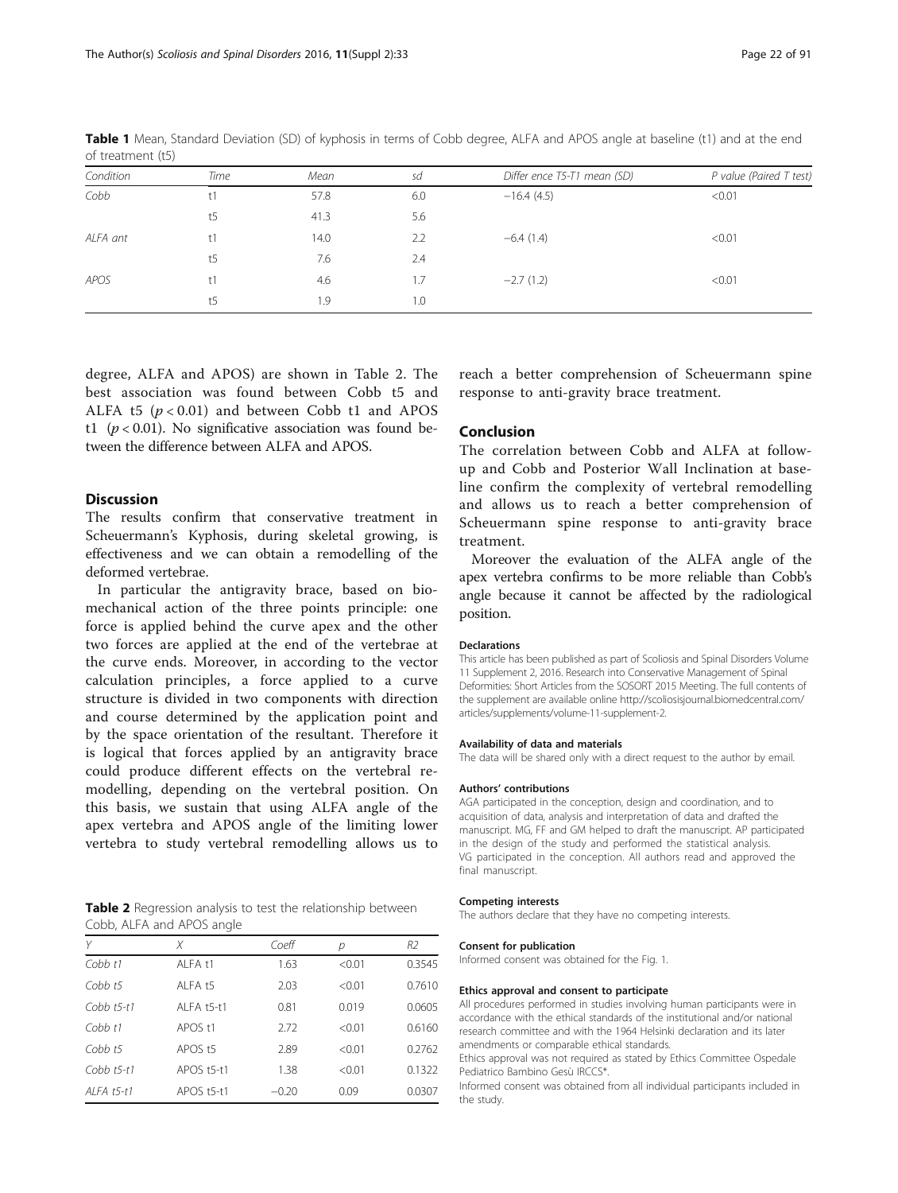**Table 1** Mean, Standard Deviation (SD) of kyphosis in terms of Cobb degree, ALFA and APOS angle at baseline (t1) and at the end of treatment (t5)

| Condition | Time | Mean | sd | Differ ence T5-T1 mean (SD) | P value (Paired T test) |
|---|---|---|---|---|---|
| Cobb | t1 | 57.8 | 6.0 | −16.4 (4.5) | <0.01 |
| | t5 | 41.3 | 5.6 | | |
| ALFA ant | t1 | 14.0 | 2.2 | −6.4 (1.4) | <0.01 |
| | t5 | 7.6 | 2.4 | | |
| APOS | t1 | 4.6 | 1.7 | −2.7 (1.2) | <0.01 |
| | t5 | 1.9 | 1.0 | | |

degree, ALFA and APOS) are shown in Table 2. The best association was found between Cobb t5 and ALFA t5 ($p < 0.01$) and between Cobb t1 and APOS t1 ($p < 0.01$). No significative association was found between the difference between ALFA and APOS.

## Discussion

The results confirm that conservative treatment in Scheuermann's Kyphosis, during skeletal growing, is effectiveness and we can obtain a remodelling of the deformed vertebrae.

In particular the antigravity brace, based on biomechanical action of the three points principle: one force is applied behind the curve apex and the other two forces are applied at the end of the vertebrae at the curve ends. Moreover, in according to the vector calculation principles, a force applied to a curve structure is divided in two components with direction and course determined by the application point and by the space orientation of the resultant. Therefore it is logical that forces applied by an antigravity brace could produce different effects on the vertebral remodelling, depending on the vertebral position. On this basis, we sustain that using ALFA angle of the apex vertebra and APOS angle of the limiting lower vertebra to study vertebral remodelling allows us to reach a better comprehension of Scheuermann spine response to anti-gravity brace treatment.

**Table 2** Regression analysis to test the relationship between Cobb, ALFA and APOS angle

| Y | X | Coeff | p | R2 |
|---|---|---|---|---|
| Cobb t1 | ALFA t1 | 1.63 | <0.01 | 0.3545 |
| Cobb t5 | ALFA t5 | 2.03 | <0.01 | 0.7610 |
| Cobb t5-t1 | ALFA t5-t1 | 0.81 | 0.019 | 0.0605 |
| Cobb t1 | APOS t1 | 2.72 | <0.01 | 0.6160 |
| Cobb t5 | APOS t5 | 2.89 | <0.01 | 0.2762 |
| Cobb t5-t1 | APOS t5-t1 | 1.38 | <0.01 | 0.1322 |
| ALFA t5-t1 | APOS t5-t1 | −0.20 | 0.09 | 0.0307 |

## Conclusion

The correlation between Cobb and ALFA at follow-up and Cobb and Posterior Wall Inclination at baseline confirm the complexity of vertebral remodelling and allows us to reach a better comprehension of Scheuermann spine response to anti-gravity brace treatment.

Moreover the evaluation of the ALFA angle of the apex vertebra confirms to be more reliable than Cobb's angle because it cannot be affected by the radiological position.

#### Declarations

This article has been published as part of Scoliosis and Spinal Disorders Volume 11 Supplement 2, 2016. Research into Conservative Management of Spinal Deformities: Short Articles from the SOSORT 2015 Meeting. The full contents of the supplement are available online http://scoliosisjournal.biomedcentral.com/articles/supplements/volume-11-supplement-2.

#### Availability of data and materials

The data will be shared only with a direct request to the author by email.

#### Authors' contributions

AGA participated in the conception, design and coordination, and to acquisition of data, analysis and interpretation of data and drafted the manuscript. MG, FF and GM helped to draft the manuscript. AP participated in the design of the study and performed the statistical analysis. VG participated in the conception. All authors read and approved the final manuscript.

#### Competing interests

The authors declare that they have no competing interests.

#### Consent for publication

Informed consent was obtained for the Fig. 1.

#### Ethics approval and consent to participate

All procedures performed in studies involving human participants were in accordance with the ethical standards of the institutional and/or national research committee and with the 1964 Helsinki declaration and its later amendments or comparable ethical standards.

Ethics approval was not required as stated by Ethics Committee Ospedale Pediatrico Bambino Gesù IRCCS*.

Informed consent was obtained from all individual participants included in the study.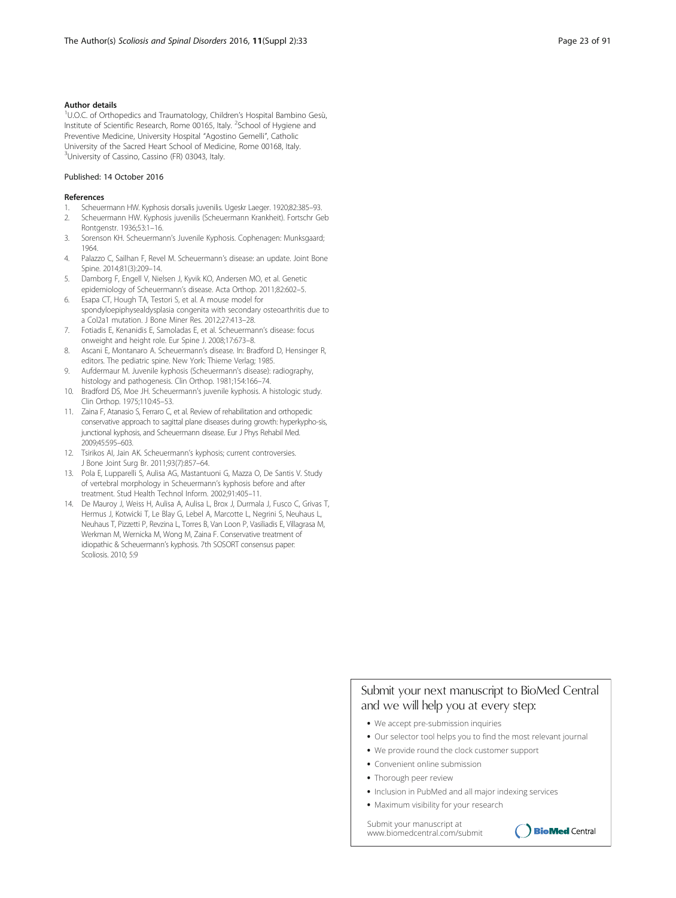#### Author details

[1]U.O.C. of Orthopedics and Traumatology, Children's Hospital Bambino Gesù, Institute of Scientific Research, Rome 00165, Italy. [2]School of Hygiene and Preventive Medicine, University Hospital "Agostino Gemelli", Catholic University of the Sacred Heart School of Medicine, Rome 00168, Italy. [3]University of Cassino, Cassino (FR) 03043, Italy.

Published: 14 October 2016

#### References

1. Scheuermann HW. Kyphosis dorsalis juvenilis. Ugeskr Laeger. 1920;82:385–93.
2. Scheuermann HW. Kyphosis juvenilis (Scheuermann Krankheit). Fortschr Geb Rontgenstr. 1936;53:1–16.
3. Sorenson KH. Scheuermann's Juvenile Kyphosis. Cophenagen: Munksgaard; 1964.
4. Palazzo C, Sailhan F, Revel M. Scheuermann's disease: an update. Joint Bone Spine. 2014;81(3):209–14.
5. Damborg F, Engell V, Nielsen J, Kyvik KO, Andersen MO, et al. Genetic epidemiology of Scheuermann's disease. Acta Orthop. 2011;82:602–5.
6. Esapa CT, Hough TA, Testori S, et al. A mouse model for spondyloepiphysealdysplasia congenita with secondary osteoarthritis due to a Col2a1 mutation. J Bone Miner Res. 2012;27:413–28.
7. Fotiadis E, Kenanidis E, Samoladas E, et al. Scheuermann's disease: focus onweight and height role. Eur Spine J. 2008;17:673–8.
8. Ascani E, Montanaro A. Scheuermann's disease. In: Bradford D, Hensinger R, editors. The pediatric spine. New York: Thieme Verlag; 1985.
9. Aufdermaur M. Juvenile kyphosis (Scheuermann's disease): radiography, histology and pathogenesis. Clin Orthop. 1981;154:166–74.
10. Bradford DS, Moe JH. Scheuermann's juvenile kyphosis. A histologic study. Clin Orthop. 1975;110:45–53.
11. Zaina F, Atanasio S, Ferraro C, et al. Review of rehabilitation and orthopedic conservative approach to sagittal plane diseases during growth: hyperkypho-sis, junctional kyphosis, and Scheuermann disease. Eur J Phys Rehabil Med. 2009;45:595–603.
12. Tsirikos AI, Jain AK. Scheuermann's kyphosis; current controversies. J Bone Joint Surg Br. 2011;93(7):857–64.
13. Pola E, Lupparelli S, Aulisa AG, Mastantuoni G, Mazza O, De Santis V. Study of vertebral morphology in Scheuermann's kyphosis before and after treatment. Stud Health Technol Inform. 2002;91:405–11.
14. De Mauroy J, Weiss H, Aulisa A, Aulisa L, Brox J, Durmala J, Fusco C, Grivas T, Hermus J, Kotwicki T, Le Blay G, Lebel A, Marcotte L, Negrini S, Neuhaus L, Neuhaus T, Pizzetti P, Revzina L, Torres B, Van Loon P, Vasiliadis E, Villagrasa M, Werkman M, Wernicka M, Wong M, Zaina F. Conservative treatment of idiopathic & Scheuermann's kyphosis. 7th SOSORT consensus paper. Scoliosis. 2010; 5:9

Submit your next manuscript to BioMed Central and we will help you at every step:

- We accept pre-submission inquiries
- Our selector tool helps you to find the most relevant journal
- We provide round the clock customer support
- Convenient online submission
- Thorough peer review
- Inclusion in PubMed and all major indexing services
- Maximum visibility for your research

Submit your manuscript at www.biomedcentral.com/submit

BioMed Central